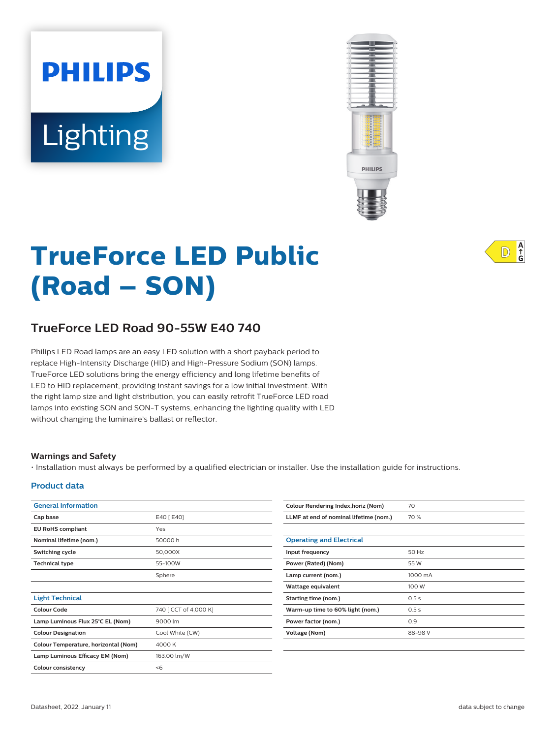PHILIPS

Lighting

# TrueForce LED Public (Road – SON)

## TrueForce LED Road 90-55W E40 740

Philips LED Road lamps are an easy LED solution with a short payback period to replace High-Intensity Discharge (HID) and High-Pressure Sodium (SON) lamps. TrueForce LED solutions bring the energy efficiency and long lifetime benefits of LED to HID replacement, providing instant savings for a low initial investment. With the right lamp size and light distribution, you can easily retrofit TrueForce LED road lamps into existing SON and SON-T systems, enhancing the lighting quality with LED without changing the luminaire's ballast or reflector.

### Warnings and Safety

- Installation must always be performed by a qualified electrician or installer. Use the installation guide for instructions.

### Product data

| General Information | |
|---|---|
| Cap base | E40 [ E40] |
| EU RoHS compliant | Yes |
| Nominal lifetime (nom.) | 50000 h |
| Switching cycle | 50,000X |
| Technical type | 55-100W |
| | Sphere |

| Light Technical | |
|---|---|
| Colour Code | 740 [ CCT of 4,000 K] |
| Lamp Luminous Flux 25°C EL (Nom) | 9000 lm |
| Colour Designation | Cool White (CW) |
| Colour Temperature, horizontal (Nom) | 4000 K |
| Lamp Luminous Efficacy EM (Nom) | 163.00 lm/W |
| Colour consistency | <6 |
| Colour Rendering Index,horiz (Nom) | 70 |
| LLMF at end of nominal lifetime (nom.) | 70 % |

| Operating and Electrical | |
|---|---|
| Input frequency | 50 Hz |
| Power (Rated) (Nom) | 55 W |
| Lamp current (nom.) | 1000 mA |
| Wattage equivalent | 100 W |
| Starting time (nom.) | 0.5 s |
| Warm-up time to 60% light (nom.) | 0.5 s |
| Power factor (nom.) | 0.9 |
| Voltage (Nom) | 88-98 V |

Datasheet, 2022, January 11

data subject to change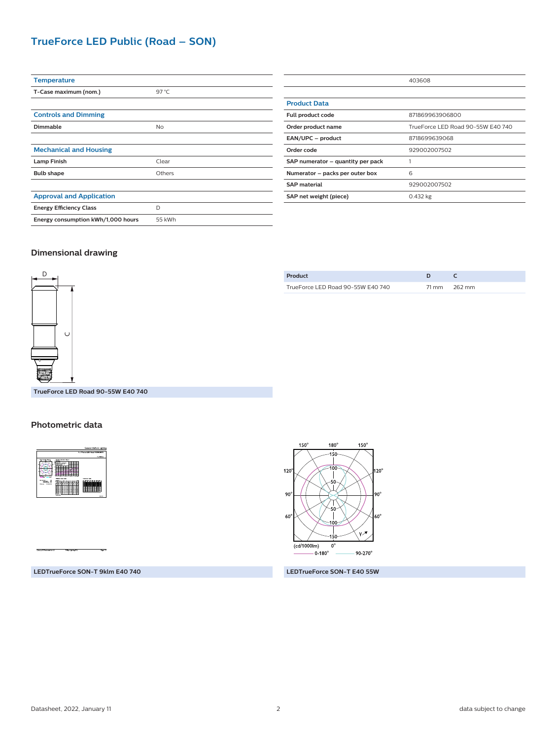# TrueForce LED Public (Road – SON)

| Temperature | |
|---|---|
| T-Case maximum (nom.) | 97 °C |

| Controls and Dimming | |
|---|---|
| Dimmable | No |

| Mechanical and Housing | |
|---|---|
| Lamp Finish | Clear |
| Bulb shape | Others |

| Approval and Application | |
|---|---|
| Energy Efficiency Class | D |
| Energy consumption kWh/1,000 hours | 55 kWh |

| | 403608 |
|---|---|
| **Product Data** | |
| Full product code | 871869963906800 |
| Order product name | TrueForce LED Road 90-55W E40 740 |
| EAN/UPC – product | 8718699639068 |
| Order code | 929002007502 |
| SAP numerator – quantity per pack | 1 |
| Numerator – packs per outer box | 6 |
| SAP material | 929002007502 |
| SAP net weight (piece) | 0.432 kg |

## Dimensional drawing

TrueForce LED Road 90-55W E40 740

| Product | D | C |
|---|---|---|
| TrueForce LED Road 90-55W E40 740 | 71 mm | 262 mm |

## Photometric data

LEDTrueForce SON-T 9klm E40 740

LEDTrueForce SON-T E40 55W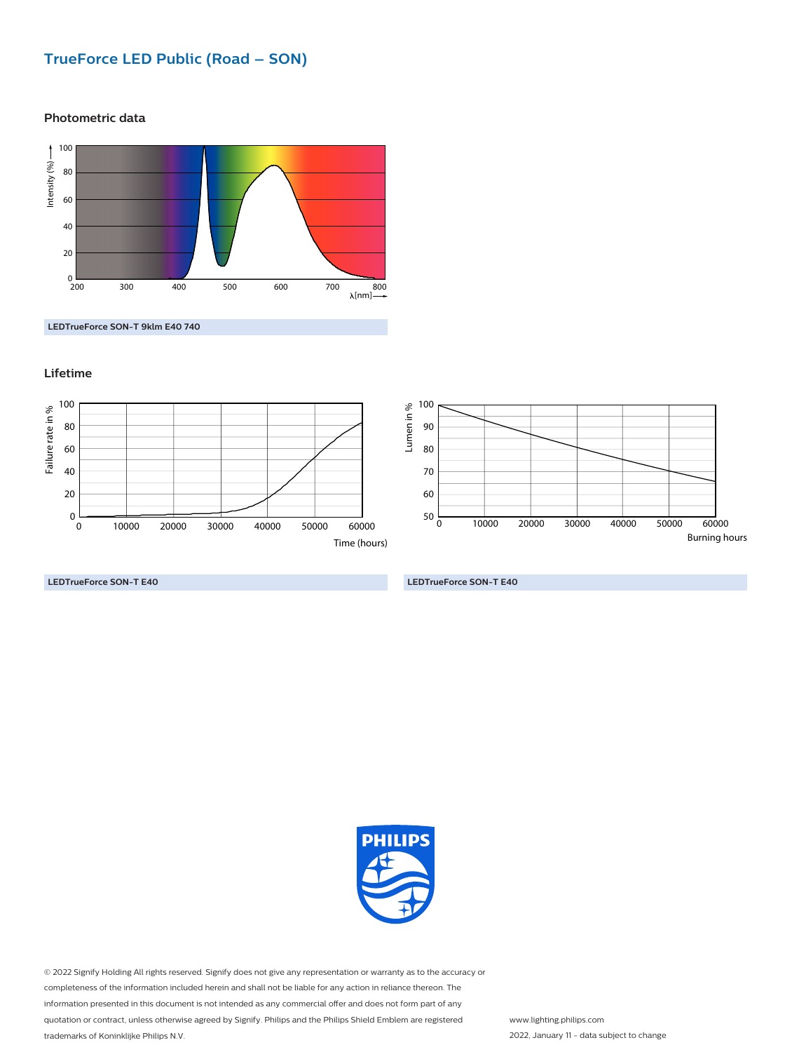# TrueForce LED Public (Road – SON)

## Photometric data

Intensity (%)
100
80
60
40
20
0
200 300 400 500 600 700 800
λ[nm]

**LEDTrueForce SON-T 9klm E40 740**

## Lifetime

Failure rate in %
100
80
60
40
20
0
0 10000 20000 30000 40000 50000 60000
Time (hours)

**LEDTrueForce SON-T E40**

Lumen in %
100
90
80
70
60
50
0 10000 20000 30000 40000 50000 60000
Burning hours

**LEDTrueForce SON-T E40**

PHILIPS

© 2022 Signify Holding All rights reserved. Signify does not give any representation or warranty as to the accuracy or completeness of the information included herein and shall not be liable for any action in reliance thereon. The information presented in this document is not intended as any commercial offer and does not form part of any quotation or contract, unless otherwise agreed by Signify. Philips and the Philips Shield Emblem are registered trademarks of Koninklijke Philips N.V.

www.lighting.philips.com

2022, January 11 - data subject to change